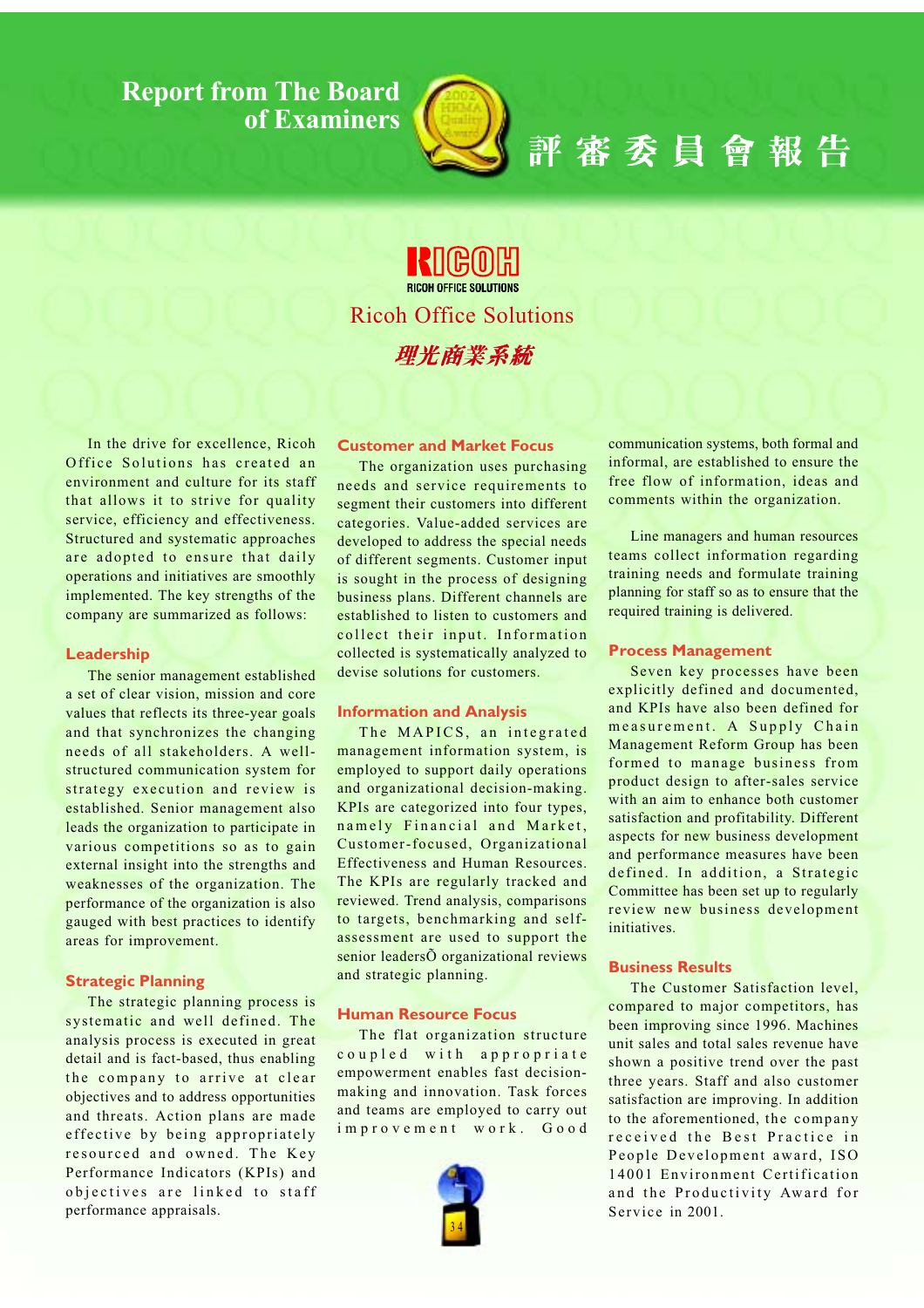# Report from The Board of Examiners

# 評審委員會報告

## Ricoh Office Solutions

## 理光商業系統

In the drive for excellence, Ricoh Office Solutions has created an environment and culture for its staff that allows it to strive for quality service, efficiency and effectiveness. Structured and systematic approaches are adopted to ensure that daily operations and initiatives are smoothly implemented. The key strengths of the company are summarized as follows:

### Leadership

The senior management established a set of clear vision, mission and core values that reflects its three-year goals and that synchronizes the changing needs of all stakeholders. A well-structured communication system for strategy execution and review is established. Senior management also leads the organization to participate in various competitions so as to gain external insight into the strengths and weaknesses of the organization. The performance of the organization is also gauged with best practices to identify areas for improvement.

### Strategic Planning

The strategic planning process is systematic and well defined. The analysis process is executed in great detail and is fact-based, thus enabling the company to arrive at clear objectives and to address opportunities and threats. Action plans are made effective by being appropriately resourced and owned. The Key Performance Indicators (KPIs) and objectives are linked to staff performance appraisals.

### Customer and Market Focus

The organization uses purchasing needs and service requirements to segment their customers into different categories. Value-added services are developed to address the special needs of different segments. Customer input is sought in the process of designing business plans. Different channels are established to listen to customers and collect their input. Information collected is systematically analyzed to devise solutions for customers.

### Information and Analysis

The MAPICS, an integrated management information system, is employed to support daily operations and organizational decision-making. KPIs are categorized into four types, namely Financial and Market, Customer-focused, Organizational Effectiveness and Human Resources. The KPIs are regularly tracked and reviewed. Trend analysis, comparisons to targets, benchmarking and self-assessment are used to support the senior leadersÕ organizational reviews and strategic planning.

### Human Resource Focus

The flat organization structure coupled with appropriate empowerment enables fast decision-making and innovation. Task forces and teams are employed to carry out improvement work. Good communication systems, both formal and informal, are established to ensure the free flow of information, ideas and comments within the organization.

Line managers and human resources teams collect information regarding training needs and formulate training planning for staff so as to ensure that the required training is delivered.

### Process Management

Seven key processes have been explicitly defined and documented, and KPIs have also been defined for measurement. A Supply Chain Management Reform Group has been formed to manage business from product design to after-sales service with an aim to enhance both customer satisfaction and profitability. Different aspects for new business development and performance measures have been defined. In addition, a Strategic Committee has been set up to regularly review new business development initiatives.

### Business Results

The Customer Satisfaction level, compared to major competitors, has been improving since 1996. Machines unit sales and total sales revenue have shown a positive trend over the past three years. Staff and also customer satisfaction are improving. In addition to the aforementioned, the company received the Best Practice in People Development award, ISO 14001 Environment Certification and the Productivity Award for Service in 2001.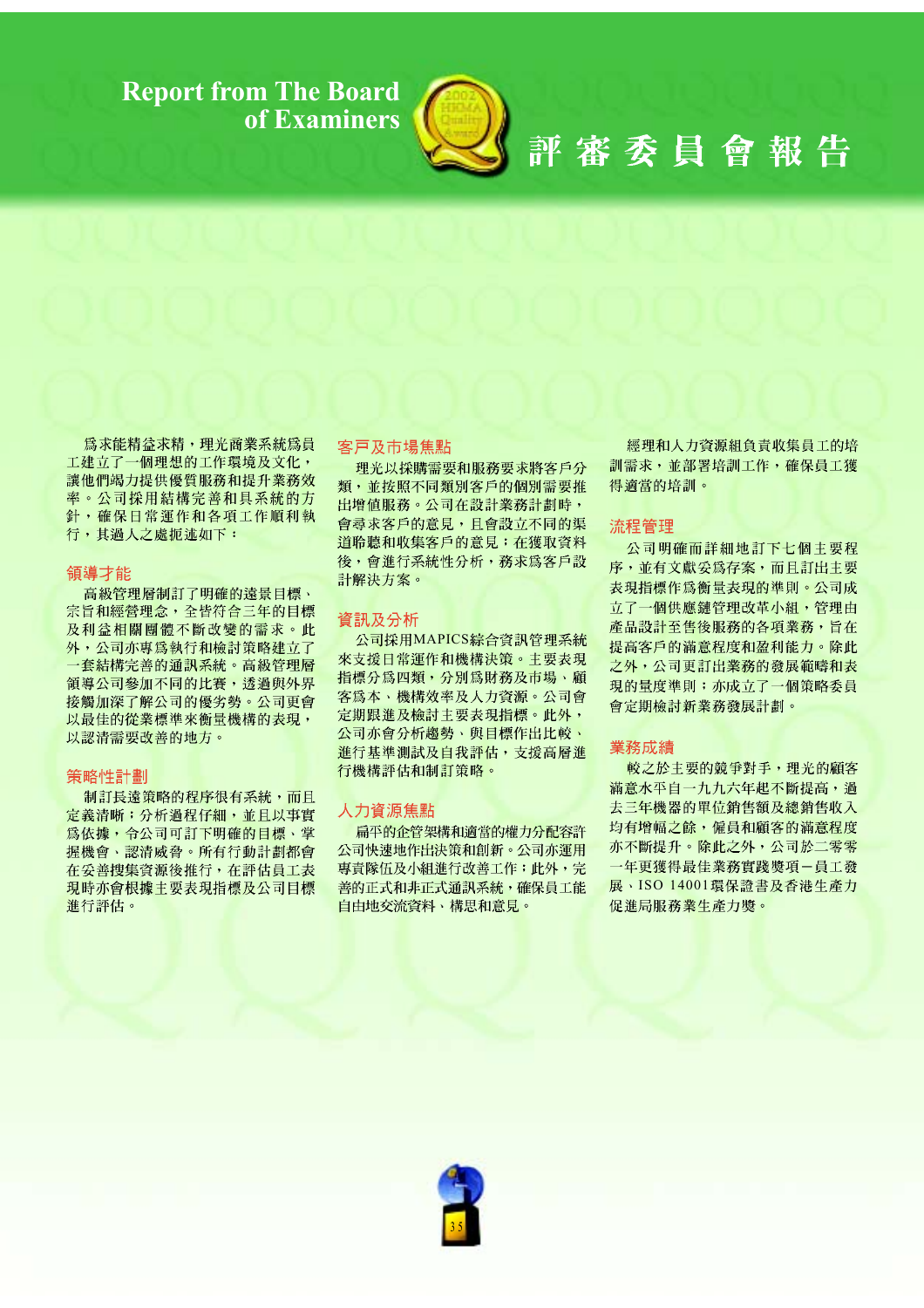# Report from The Board of Examiners

# 評審委員會報告

爲求能精益求精，理光商業系統爲員工建立了一個理想的工作環境及文化，讓他們竭力提供優質服務和提升業務效率。公司採用結構完善和具系統的方針，確保日常運作和各項工作順利執行，其過人之處扼述如下：

## 領導才能

高級管理層制訂了明確的遠景目標、宗旨和經營理念，全皆符合三年的目標及利益相關團體不斷改變的需求。此外，公司亦專爲執行和檢討策略建立了一套結構完善的通訊系統。高級管理層領導公司參加不同的比賽，透過與外界接觸加深了解公司的優劣勢。公司更會以最佳的從業標準來衡量機構的表現，以認清需要改善的地方。

## 策略性計劃

制訂長遠策略的程序很有系統，而且定義清晰；分析過程仔細，並且以事實爲依據，令公司可訂下明確的目標、掌握機會、認清威脅。所有行動計劃都會在妥善搜集資源後推行，在評估員工表現時亦會根據主要表現指標及公司目標進行評估。

## 客戶及市場焦點

理光以採購需要和服務要求將客戶分類，並按照不同類別客戶的個別需要推出增值服務。公司在設計業務計劃時，會尋求客戶的意見，且會設立不同的渠道聆聽和收集客戶的意見；在獲取資料後，會進行系統性分析，務求爲客戶設計解決方案。

## 資訊及分析

公司採用MAPICS綜合資訊管理系統來支援日常運作和機構決策。主要表現指標分爲四類，分別爲財務及市場、顧客爲本、機構效率及人力資源。公司會定期跟進及檢討主要表現指標。此外，公司亦會分析趨勢、與目標作出比較、進行基準測試及自我評估，支援高層進行機構評估和制訂策略。

## 人力資源焦點

扁平的企管架構和適當的權力分配容許公司快速地作出決策和創新。公司亦運用專責隊伍及小組進行改善工作；此外，完善的正式和非正式通訊系統，確保員工能自由地交流資料、構思和意見。

經理和人力資源組負責收集員工的培訓需求，並部署培訓工作，確保員工獲得適當的培訓。

## 流程管理

公司明確而詳細地訂下七個主要程序，並有文獻妥爲存案，而且訂出主要表現指標作爲衡量表現的準則。公司成立了一個供應鏈管理改革小組，管理由產品設計至售後服務的各項業務，旨在提高客戶的滿意程度和盈利能力。除此之外，公司更訂出業務的發展範疇和表現的量度準則；亦成立了一個策略委員會定期檢討新業務發展計劃。

## 業務成績

較之於主要的競爭對手，理光的顧客滿意水平自一九九六年起不斷提高，過去三年機器的單位銷售額及總銷售收入均有增幅之餘，僱員和顧客的滿意程度亦不斷提升。除此之外，公司於二零零一年更獲得最佳業務實踐獎項－員工發展、ISO 14001環保證書及香港生產力促進局服務業生產力獎。